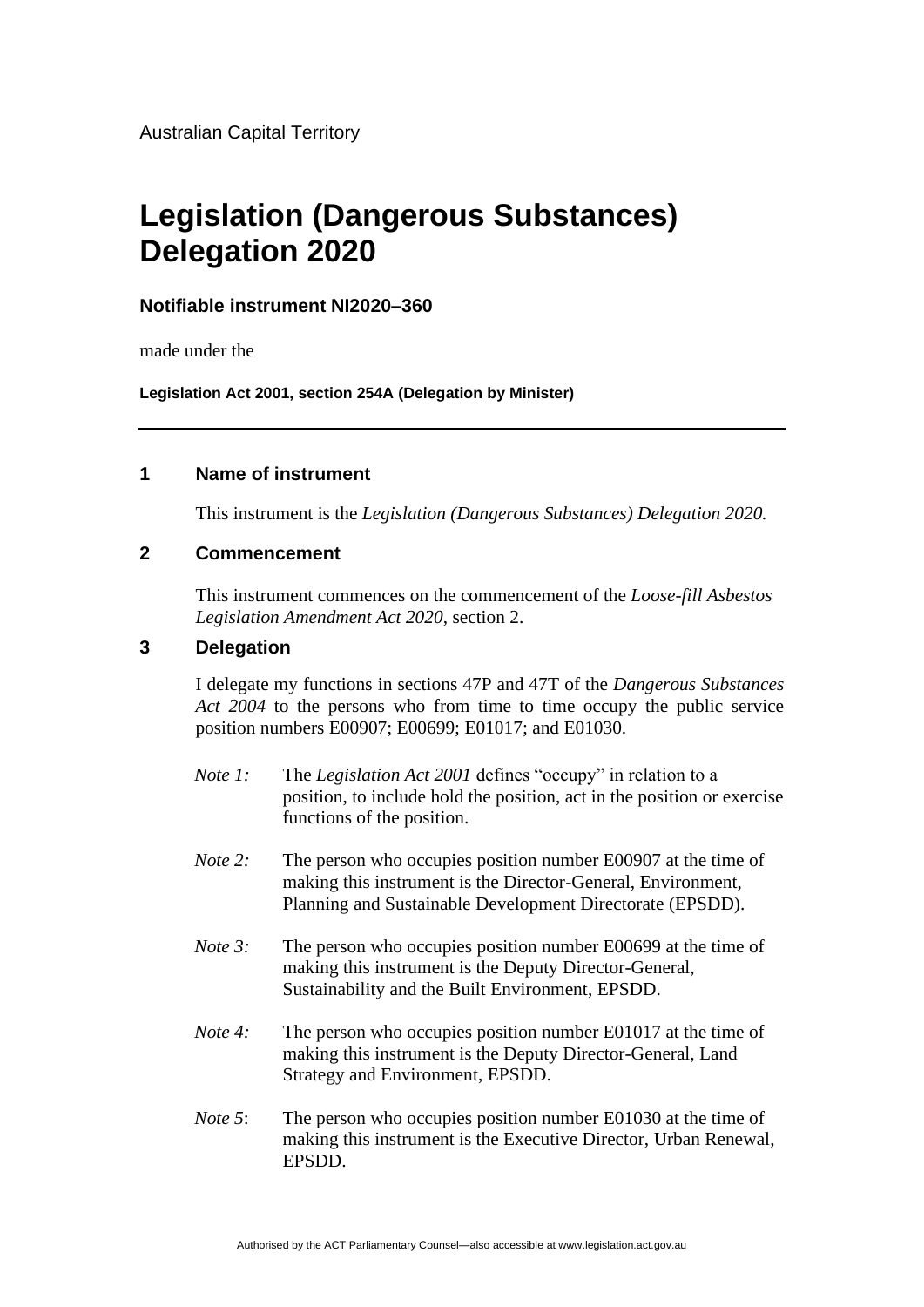Australian Capital Territory

# Legislation (Dangerous Substances) Delegation 2020

### Notifiable instrument NI2020–360

made under the

**Legislation Act 2001, section 254A (Delegation by Minister)**

---

## 1 Name of instrument

This instrument is the *Legislation (Dangerous Substances) Delegation 2020.*

## 2 Commencement

This instrument commences on the commencement of the *Loose-fill Asbestos Legislation Amendment Act 2020*, section 2.

## 3 Delegation

I delegate my functions in sections 47P and 47T of the *Dangerous Substances Act 2004* to the persons who from time to time occupy the public service position numbers E00907; E00699; E01017; and E01030.

*Note 1:* The *Legislation Act 2001* defines "occupy" in relation to a position, to include hold the position, act in the position or exercise functions of the position.

*Note 2:* The person who occupies position number E00907 at the time of making this instrument is the Director-General, Environment, Planning and Sustainable Development Directorate (EPSDD).

*Note 3:* The person who occupies position number E00699 at the time of making this instrument is the Deputy Director-General, Sustainability and the Built Environment, EPSDD.

*Note 4:* The person who occupies position number E01017 at the time of making this instrument is the Deputy Director-General, Land Strategy and Environment, EPSDD.

*Note 5*: The person who occupies position number E01030 at the time of making this instrument is the Executive Director, Urban Renewal, EPSDD.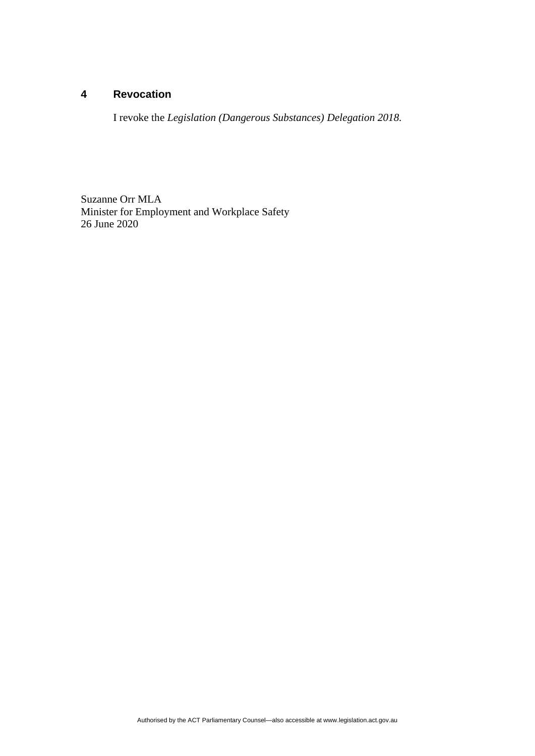## 4 Revocation

I revoke the *Legislation (Dangerous Substances) Delegation 2018.*

Suzanne Orr MLA
Minister for Employment and Workplace Safety
26 June 2020